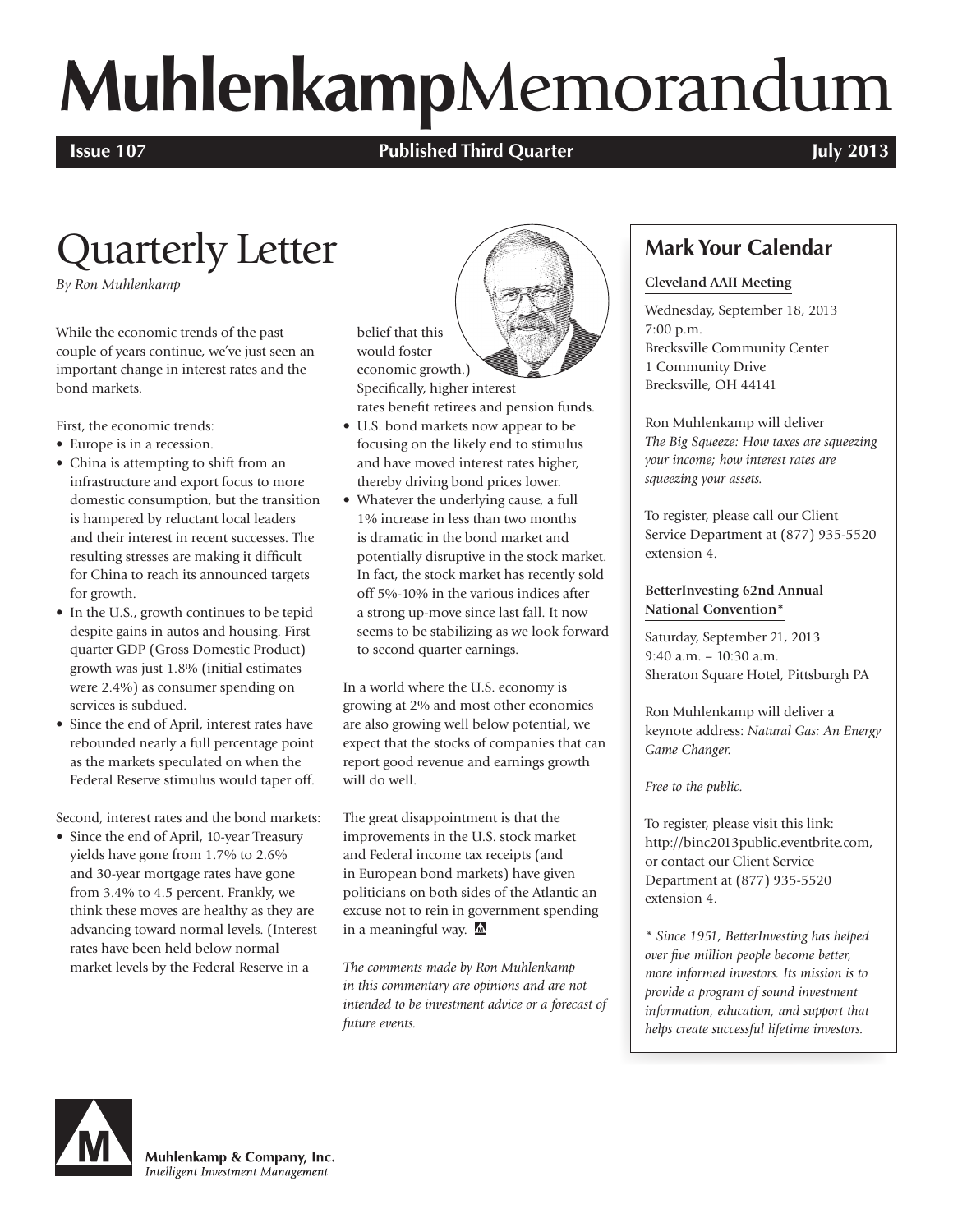# MuhlenkampMemorandum

**Issue 107** **Published Third Quarter** **July 2013**

## Quarterly Letter

*By Ron Muhlenkamp*

While the economic trends of the past couple of years continue, we've just seen an important change in interest rates and the bond markets.

First, the economic trends:

- Europe is in a recession.
- China is attempting to shift from an infrastructure and export focus to more domestic consumption, but the transition is hampered by reluctant local leaders and their interest in recent successes. The resulting stresses are making it difficult for China to reach its announced targets for growth.
- In the U.S., growth continues to be tepid despite gains in autos and housing. First quarter GDP (Gross Domestic Product) growth was just 1.8% (initial estimates were 2.4%) as consumer spending on services is subdued.
- Since the end of April, interest rates have rebounded nearly a full percentage point as the markets speculated on when the Federal Reserve stimulus would taper off.

Second, interest rates and the bond markets:

- Since the end of April, 10-year Treasury yields have gone from 1.7% to 2.6% and 30-year mortgage rates have gone from 3.4% to 4.5 percent. Frankly, we think these moves are healthy as they are advancing toward normal levels. (Interest rates have been held below normal market levels by the Federal Reserve in a belief that this would foster economic growth.) Specifically, higher interest rates benefit retirees and pension funds.
- U.S. bond markets now appear to be focusing on the likely end to stimulus and have moved interest rates higher, thereby driving bond prices lower.
- Whatever the underlying cause, a full 1% increase in less than two months is dramatic in the bond market and potentially disruptive in the stock market. In fact, the stock market has recently sold off 5%-10% in the various indices after a strong up-move since last fall. It now seems to be stabilizing as we look forward to second quarter earnings.

In a world where the U.S. economy is growing at 2% and most other economies are also growing well below potential, we expect that the stocks of companies that can report good revenue and earnings growth will do well.

The great disappointment is that the improvements in the U.S. stock market and Federal income tax receipts (and in European bond markets) have given politicians on both sides of the Atlantic an excuse not to rein in government spending in a meaningful way.

*The comments made by Ron Muhlenkamp in this commentary are opinions and are not intended to be investment advice or a forecast of future events.*

## Mark Your Calendar

**Cleveland AAII Meeting**

Wednesday, September 18, 2013
7:00 p.m.
Brecksville Community Center
1 Community Drive
Brecksville, OH 44141

Ron Muhlenkamp will deliver *The Big Squeeze: How taxes are squeezing your income; how interest rates are squeezing your assets.*

To register, please call our Client Service Department at (877) 935-5520 extension 4.

**BetterInvesting 62nd Annual National Convention***

Saturday, September 21, 2013
9:40 a.m. – 10:30 a.m.
Sheraton Square Hotel, Pittsburgh PA

Ron Muhlenkamp will deliver a keynote address: *Natural Gas: An Energy Game Changer.*

*Free to the public.*

To register, please visit this link: http://binc2013public.eventbrite.com, or contact our Client Service Department at (877) 935-5520 extension 4.

*\* Since 1951, BetterInvesting has helped over five million people become better, more informed investors. Its mission is to provide a program of sound investment information, education, and support that helps create successful lifetime investors.*

Muhlenkamp & Company, Inc.
*Intelligent Investment Management*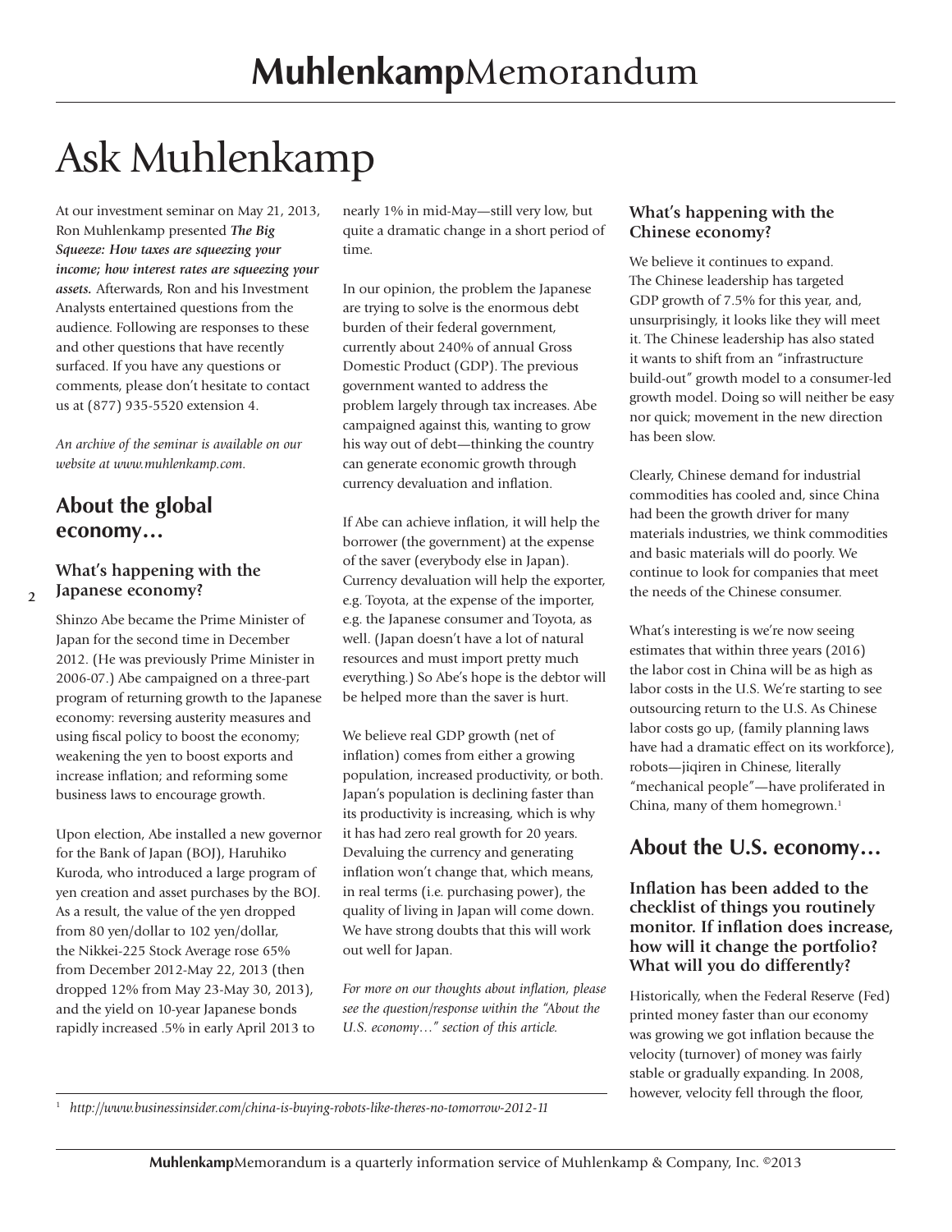# Ask Muhlenkamp

At our investment seminar on May 21, 2013, Ron Muhlenkamp presented ***The Big Squeeze: How taxes are squeezing your income; how interest rates are squeezing your assets.*** Afterwards, Ron and his Investment Analysts entertained questions from the audience. Following are responses to these and other questions that have recently surfaced. If you have any questions or comments, please don't hesitate to contact us at (877) 935-5520 extension 4.

*An archive of the seminar is available on our website at www.muhlenkamp.com.*

## About the global economy…

### What's happening with the Japanese economy?

Shinzo Abe became the Prime Minister of Japan for the second time in December 2012. (He was previously Prime Minister in 2006-07.) Abe campaigned on a three-part program of returning growth to the Japanese economy: reversing austerity measures and using fiscal policy to boost the economy; weakening the yen to boost exports and increase inflation; and reforming some business laws to encourage growth.

Upon election, Abe installed a new governor for the Bank of Japan (BOJ), Haruhiko Kuroda, who introduced a large program of yen creation and asset purchases by the BOJ. As a result, the value of the yen dropped from 80 yen/dollar to 102 yen/dollar, the Nikkei-225 Stock Average rose 65% from December 2012-May 22, 2013 (then dropped 12% from May 23-May 30, 2013), and the yield on 10-year Japanese bonds rapidly increased .5% in early April 2013 to nearly 1% in mid-May—still very low, but quite a dramatic change in a short period of time.

In our opinion, the problem the Japanese are trying to solve is the enormous debt burden of their federal government, currently about 240% of annual Gross Domestic Product (GDP). The previous government wanted to address the problem largely through tax increases. Abe campaigned against this, wanting to grow his way out of debt—thinking the country can generate economic growth through currency devaluation and inflation.

If Abe can achieve inflation, it will help the borrower (the government) at the expense of the saver (everybody else in Japan). Currency devaluation will help the exporter, e.g. Toyota, at the expense of the importer, e.g. the Japanese consumer and Toyota, as well. (Japan doesn't have a lot of natural resources and must import pretty much everything.) So Abe's hope is the debtor will be helped more than the saver is hurt.

We believe real GDP growth (net of inflation) comes from either a growing population, increased productivity, or both. Japan's population is declining faster than its productivity is increasing, which is why it has had zero real growth for 20 years. Devaluing the currency and generating inflation won't change that, which means, in real terms (i.e. purchasing power), the quality of living in Japan will come down. We have strong doubts that this will work out well for Japan.

*For more on our thoughts about inflation, please see the question/response within the "About the U.S. economy…" section of this article.*

### What's happening with the Chinese economy?

We believe it continues to expand. The Chinese leadership has targeted GDP growth of 7.5% for this year, and, unsurprisingly, it looks like they will meet it. The Chinese leadership has also stated it wants to shift from an "infrastructure build-out" growth model to a consumer-led growth model. Doing so will neither be easy nor quick; movement in the new direction has been slow.

Clearly, Chinese demand for industrial commodities has cooled and, since China had been the growth driver for many materials industries, we think commodities and basic materials will do poorly. We continue to look for companies that meet the needs of the Chinese consumer.

What's interesting is we're now seeing estimates that within three years (2016) the labor cost in China will be as high as labor costs in the U.S. We're starting to see outsourcing return to the U.S. As Chinese labor costs go up, (family planning laws have had a dramatic effect on its workforce), robots—jiqiren in Chinese, literally "mechanical people"—have proliferated in China, many of them homegrown.[1]

## About the U.S. economy…

### Inflation has been added to the checklist of things you routinely monitor. If inflation does increase, how will it change the portfolio? What will you do differently?

Historically, when the Federal Reserve (Fed) printed money faster than our economy was growing we got inflation because the velocity (turnover) of money was fairly stable or gradually expanding. In 2008, however, velocity fell through the floor,

[1] *http://www.businessinsider.com/china-is-buying-robots-like-theres-no-tomorrow-2012-11*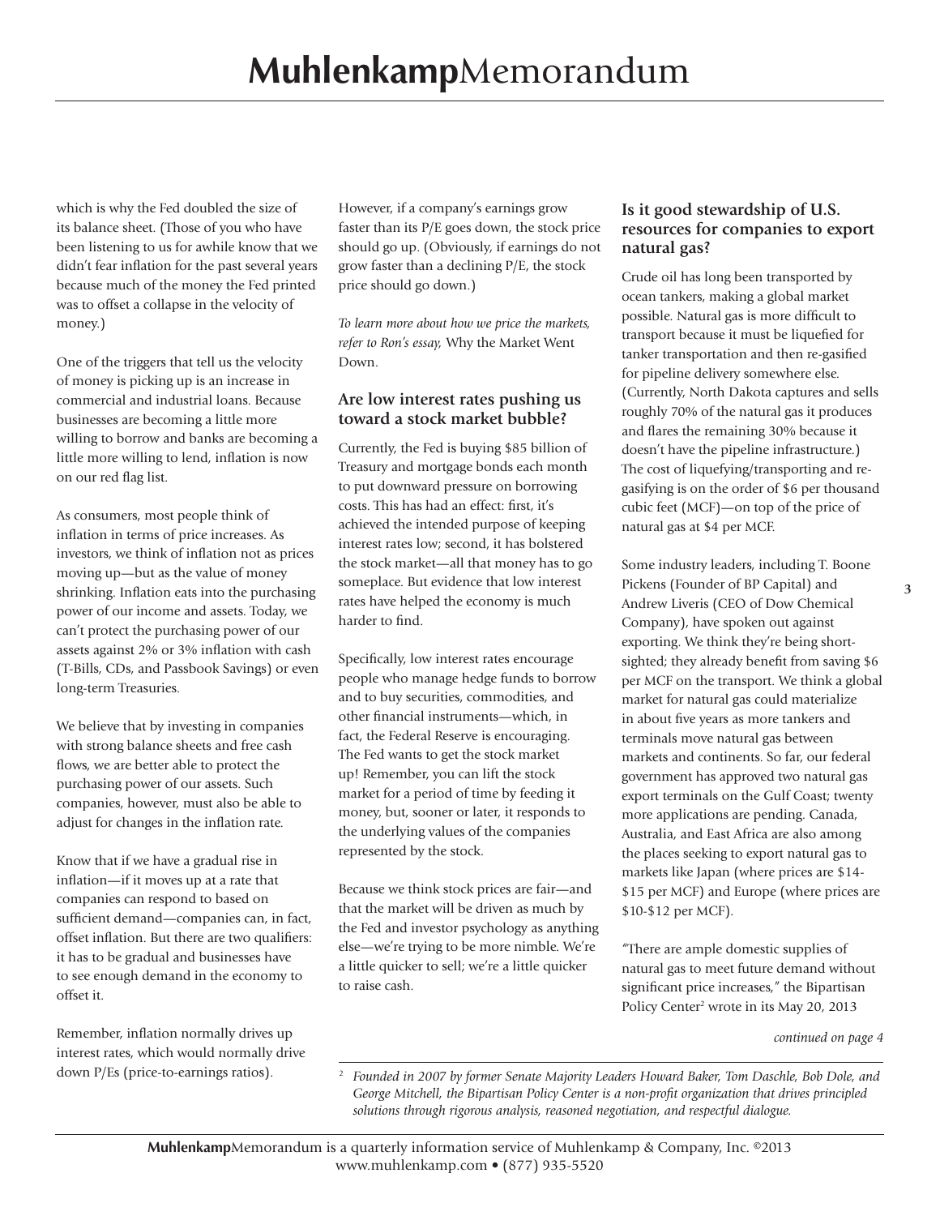which is why the Fed doubled the size of its balance sheet. (Those of you who have been listening to us for awhile know that we didn't fear inflation for the past several years because much of the money the Fed printed was to offset a collapse in the velocity of money.)

One of the triggers that tell us the velocity of money is picking up is an increase in commercial and industrial loans. Because businesses are becoming a little more willing to borrow and banks are becoming a little more willing to lend, inflation is now on our red flag list.

As consumers, most people think of inflation in terms of price increases. As investors, we think of inflation not as prices moving up—but as the value of money shrinking. Inflation eats into the purchasing power of our income and assets. Today, we can't protect the purchasing power of our assets against 2% or 3% inflation with cash (T-Bills, CDs, and Passbook Savings) or even long-term Treasuries.

We believe that by investing in companies with strong balance sheets and free cash flows, we are better able to protect the purchasing power of our assets. Such companies, however, must also be able to adjust for changes in the inflation rate.

Know that if we have a gradual rise in inflation—if it moves up at a rate that companies can respond to based on sufficient demand—companies can, in fact, offset inflation. But there are two qualifiers: it has to be gradual and businesses have to see enough demand in the economy to offset it.

Remember, inflation normally drives up interest rates, which would normally drive down P/Es (price-to-earnings ratios). However, if a company's earnings grow faster than its P/E goes down, the stock price should go up. (Obviously, if earnings do not grow faster than a declining P/E, the stock price should go down.)

*To learn more about how we price the markets, refer to Ron's essay,* Why the Market Went Down.

### Are low interest rates pushing us toward a stock market bubble?

Currently, the Fed is buying $85 billion of Treasury and mortgage bonds each month to put downward pressure on borrowing costs. This has had an effect: first, it's achieved the intended purpose of keeping interest rates low; second, it has bolstered the stock market—all that money has to go someplace. But evidence that low interest rates have helped the economy is much harder to find.

Specifically, low interest rates encourage people who manage hedge funds to borrow and to buy securities, commodities, and other financial instruments—which, in fact, the Federal Reserve is encouraging. The Fed wants to get the stock market up! Remember, you can lift the stock market for a period of time by feeding it money, but, sooner or later, it responds to the underlying values of the companies represented by the stock.

Because we think stock prices are fair—and that the market will be driven as much by the Fed and investor psychology as anything else—we're trying to be more nimble. We're a little quicker to sell; we're a little quicker to raise cash.

### Is it good stewardship of U.S. resources for companies to export natural gas?

Crude oil has long been transported by ocean tankers, making a global market possible. Natural gas is more difficult to transport because it must be liquefied for tanker transportation and then re-gasified for pipeline delivery somewhere else. (Currently, North Dakota captures and sells roughly 70% of the natural gas it produces and flares the remaining 30% because it doesn't have the pipeline infrastructure.) The cost of liquefying/transporting and re-gasifying is on the order of $6 per thousand cubic feet (MCF)—on top of the price of natural gas at $4 per MCF.

Some industry leaders, including T. Boone Pickens (Founder of BP Capital) and Andrew Liveris (CEO of Dow Chemical Company), have spoken out against exporting. We think they're being short-sighted; they already benefit from saving $6 per MCF on the transport. We think a global market for natural gas could materialize in about five years as more tankers and terminals move natural gas between markets and continents. So far, our federal government has approved two natural gas export terminals on the Gulf Coast; twenty more applications are pending. Canada, Australia, and East Africa are also among the places seeking to export natural gas to markets like Japan (where prices are $14-$15 per MCF) and Europe (where prices are $10-$12 per MCF).

"There are ample domestic supplies of natural gas to meet future demand without significant price increases," the Bipartisan Policy Center[2] wrote in its May 20, 2013

*continued on page 4*

[2] *Founded in 2007 by former Senate Majority Leaders Howard Baker, Tom Daschle, Bob Dole, and George Mitchell, the Bipartisan Policy Center is a non-profit organization that drives principled solutions through rigorous analysis, reasoned negotiation, and respectful dialogue.*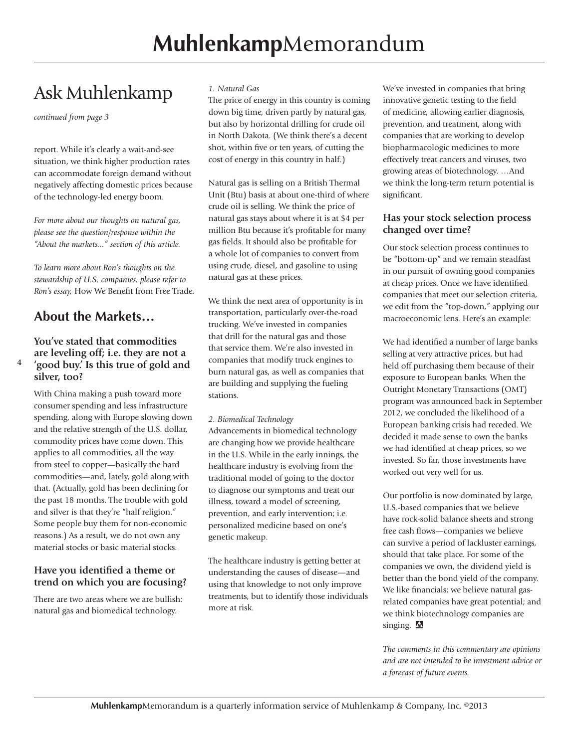# Ask Muhlenkamp

*continued from page 3*

report. While it's clearly a wait-and-see situation, we think higher production rates can accommodate foreign demand without negatively affecting domestic prices because of the technology-led energy boom.

*For more about our thoughts on natural gas, please see the question/response within the "About the markets..." section of this article.*

*To learn more about Ron's thoughts on the stewardship of U.S. companies, please refer to Ron's essay,* How We Benefit from Free Trade.

## About the Markets…

### You've stated that commodities are leveling off; i.e. they are not a 'good buy.' Is this true of gold and silver, too?

With China making a push toward more consumer spending and less infrastructure spending, along with Europe slowing down and the relative strength of the U.S. dollar, commodity prices have come down. This applies to all commodities, all the way from steel to copper—basically the hard commodities—and, lately, gold along with that. (Actually, gold has been declining for the past 18 months. The trouble with gold and silver is that they're "half religion." Some people buy them for non-economic reasons.) As a result, we do not own any material stocks or basic material stocks.

### Have you identified a theme or trend on which you are focusing?

There are two areas where we are bullish: natural gas and biomedical technology.

*1. Natural Gas*

The price of energy in this country is coming down big time, driven partly by natural gas, but also by horizontal drilling for crude oil in North Dakota. (We think there's a decent shot, within five or ten years, of cutting the cost of energy in this country in half.)

Natural gas is selling on a British Thermal Unit (Btu) basis at about one-third of where crude oil is selling. We think the price of natural gas stays about where it is at $4 per million Btu because it's profitable for many gas fields. It should also be profitable for a whole lot of companies to convert from using crude, diesel, and gasoline to using natural gas at these prices.

We think the next area of opportunity is in transportation, particularly over-the-road trucking. We've invested in companies that drill for the natural gas and those that service them. We're also invested in companies that modify truck engines to burn natural gas, as well as companies that are building and supplying the fueling stations.

*2. Biomedical Technology*

Advancements in biomedical technology are changing how we provide healthcare in the U.S. While in the early innings, the healthcare industry is evolving from the traditional model of going to the doctor to diagnose our symptoms and treat our illness, toward a model of screening, prevention, and early intervention; i.e. personalized medicine based on one's genetic makeup.

The healthcare industry is getting better at understanding the causes of disease—and using that knowledge to not only improve treatments, but to identify those individuals more at risk.

We've invested in companies that bring innovative genetic testing to the field of medicine, allowing earlier diagnosis, prevention, and treatment, along with companies that are working to develop biopharmacologic medicines to more effectively treat cancers and viruses, two growing areas of biotechnology. …And we think the long-term return potential is significant.

### Has your stock selection process changed over time?

Our stock selection process continues to be "bottom-up" and we remain steadfast in our pursuit of owning good companies at cheap prices. Once we have identified companies that meet our selection criteria, we edit from the "top-down," applying our macroeconomic lens. Here's an example:

We had identified a number of large banks selling at very attractive prices, but had held off purchasing them because of their exposure to European banks. When the Outright Monetary Transactions (OMT) program was announced back in September 2012, we concluded the likelihood of a European banking crisis had receded. We decided it made sense to own the banks we had identified at cheap prices, so we invested. So far, those investments have worked out very well for us.

Our portfolio is now dominated by large, U.S.-based companies that we believe have rock-solid balance sheets and strong free cash flows—companies we believe can survive a period of lackluster earnings, should that take place. For some of the companies we own, the dividend yield is better than the bond yield of the company. We like financials; we believe natural gas-related companies have great potential; and we think biotechnology companies are singing.

*The comments in this commentary are opinions and are not intended to be investment advice or a forecast of future events.*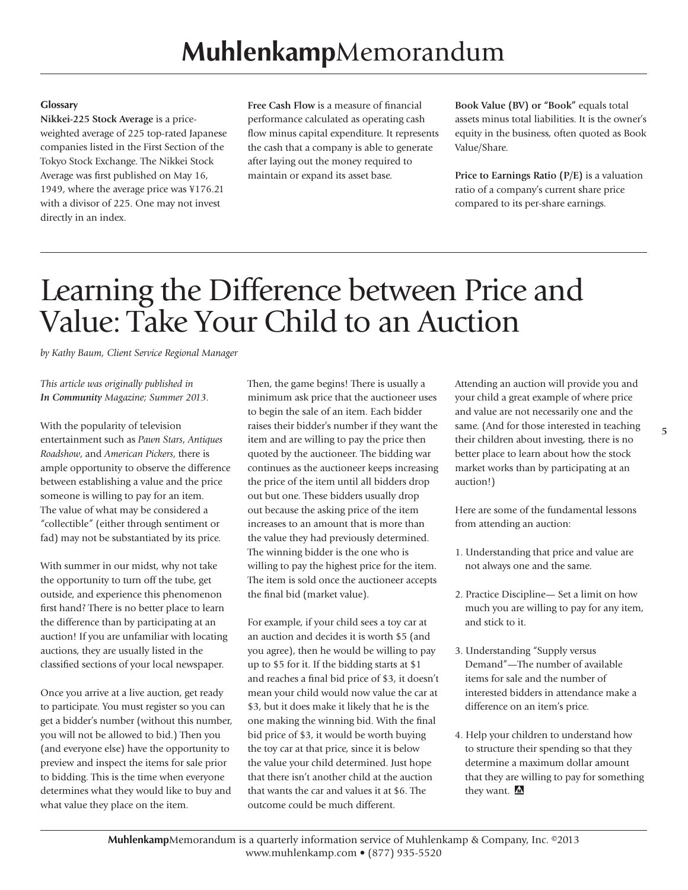### Glossary

**Nikkei-225 Stock Average** is a price-weighted average of 225 top-rated Japanese companies listed in the First Section of the Tokyo Stock Exchange. The Nikkei Stock Average was first published on May 16, 1949, where the average price was ¥176.21 with a divisor of 225. One may not invest directly in an index.

**Free Cash Flow** is a measure of financial performance calculated as operating cash flow minus capital expenditure. It represents the cash that a company is able to generate after laying out the money required to maintain or expand its asset base.

**Book Value (BV) or "Book"** equals total assets minus total liabilities. It is the owner's equity in the business, often quoted as Book Value/Share.

**Price to Earnings Ratio (P/E)** is a valuation ratio of a company's current share price compared to its per-share earnings.

# Learning the Difference between Price and Value: Take Your Child to an Auction

*by Kathy Baum, Client Service Regional Manager*

*This article was originally published in* ***In Community*** *Magazine; Summer 2013.*

With the popularity of television entertainment such as *Pawn Stars*, *Antiques Roadshow*, and *American Pickers*, there is ample opportunity to observe the difference between establishing a value and the price someone is willing to pay for an item. The value of what may be considered a "collectible" (either through sentiment or fad) may not be substantiated by its price.

With summer in our midst, why not take the opportunity to turn off the tube, get outside, and experience this phenomenon first hand? There is no better place to learn the difference than by participating at an auction! If you are unfamiliar with locating auctions, they are usually listed in the classified sections of your local newspaper.

Once you arrive at a live auction, get ready to participate. You must register so you can get a bidder's number (without this number, you will not be allowed to bid.) Then you (and everyone else) have the opportunity to preview and inspect the items for sale prior to bidding. This is the time when everyone determines what they would like to buy and what value they place on the item.

Then, the game begins! There is usually a minimum ask price that the auctioneer uses to begin the sale of an item. Each bidder raises their bidder's number if they want the item and are willing to pay the price then quoted by the auctioneer. The bidding war continues as the auctioneer keeps increasing the price of the item until all bidders drop out but one. These bidders usually drop out because the asking price of the item increases to an amount that is more than the value they had previously determined. The winning bidder is the one who is willing to pay the highest price for the item. The item is sold once the auctioneer accepts the final bid (market value).

For example, if your child sees a toy car at an auction and decides it is worth $5 (and you agree), then he would be willing to pay up to $5 for it. If the bidding starts at $1 and reaches a final bid price of $3, it doesn't mean your child would now value the car at $3, but it does make it likely that he is the one making the winning bid. With the final bid price of $3, it would be worth buying the toy car at that price, since it is below the value your child determined. Just hope that there isn't another child at the auction that wants the car and values it at $6. The outcome could be much different.

Attending an auction will provide you and your child a great example of where price and value are not necessarily one and the same. (And for those interested in teaching their children about investing, there is no better place to learn about how the stock market works than by participating at an auction!)

Here are some of the fundamental lessons from attending an auction:

1. Understanding that price and value are not always one and the same.
2. Practice Discipline— Set a limit on how much you are willing to pay for any item, and stick to it.
3. Understanding "Supply versus Demand"—The number of available items for sale and the number of interested bidders in attendance make a difference on an item's price.
4. Help your children to understand how to structure their spending so that they determine a maximum dollar amount that they are willing to pay for something they want.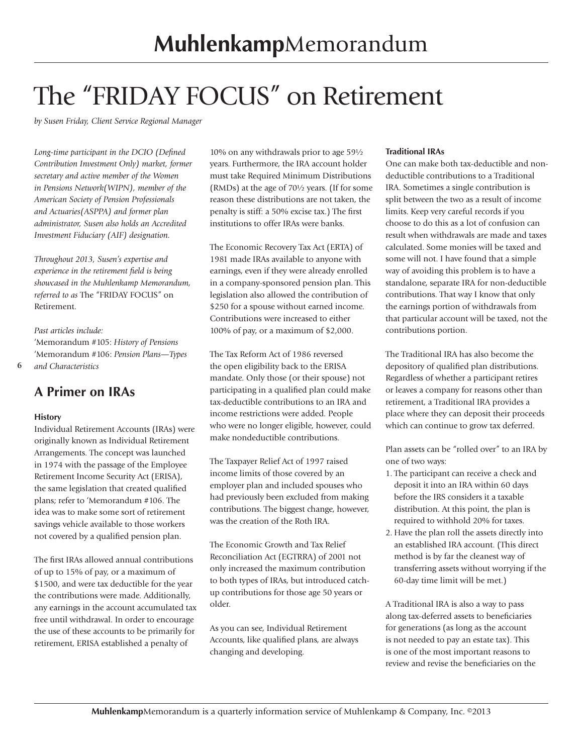# The "FRIDAY FOCUS" on Retirement

*by Susen Friday, Client Service Regional Manager*

*Long-time participant in the DCIO (Defined Contribution Investment Only) market, former secretary and active member of the Women in Pensions Network(WIPN), member of the American Society of Pension Professionals and Actuaries(ASPPA) and former plan administrator, Susen also holds an Accredited Investment Fiduciary (AIF) designation.*

*Throughout 2013, Susen's expertise and experience in the retirement field is being showcased in the Muhlenkamp Memorandum, referred to as* The "FRIDAY FOCUS" on Retirement.

*Past articles include:*
'Memorandum #105: *History of Pensions*
'Memorandum #106: *Pension Plans—Types and Characteristics*

## A Primer on IRAs

### History

Individual Retirement Accounts (IRAs) were originally known as Individual Retirement Arrangements. The concept was launched in 1974 with the passage of the Employee Retirement Income Security Act (ERISA), the same legislation that created qualified plans; refer to 'Memorandum #106. The idea was to make some sort of retirement savings vehicle available to those workers not covered by a qualified pension plan.

The first IRAs allowed annual contributions of up to 15% of pay, or a maximum of $1500, and were tax deductible for the year the contributions were made. Additionally, any earnings in the account accumulated tax free until withdrawal. In order to encourage the use of these accounts to be primarily for retirement, ERISA established a penalty of 10% on any withdrawals prior to age 59½ years. Furthermore, the IRA account holder must take Required Minimum Distributions (RMDs) at the age of 70½ years. (If for some reason these distributions are not taken, the penalty is stiff: a 50% excise tax.) The first institutions to offer IRAs were banks.

The Economic Recovery Tax Act (ERTA) of 1981 made IRAs available to anyone with earnings, even if they were already enrolled in a company-sponsored pension plan. This legislation also allowed the contribution of $250 for a spouse without earned income. Contributions were increased to either 100% of pay, or a maximum of $2,000.

The Tax Reform Act of 1986 reversed the open eligibility back to the ERISA mandate. Only those (or their spouse) not participating in a qualified plan could make tax-deductible contributions to an IRA and income restrictions were added. People who were no longer eligible, however, could make nondeductible contributions.

The Taxpayer Relief Act of 1997 raised income limits of those covered by an employer plan and included spouses who had previously been excluded from making contributions. The biggest change, however, was the creation of the Roth IRA.

The Economic Growth and Tax Relief Reconciliation Act (EGTRRA) of 2001 not only increased the maximum contribution to both types of IRAs, but introduced catch-up contributions for those age 50 years or older.

As you can see, Individual Retirement Accounts, like qualified plans, are always changing and developing.

### Traditional IRAs

One can make both tax-deductible and non-deductible contributions to a Traditional IRA. Sometimes a single contribution is split between the two as a result of income limits. Keep very careful records if you choose to do this as a lot of confusion can result when withdrawals are made and taxes calculated. Some monies will be taxed and some will not. I have found that a simple way of avoiding this problem is to have a standalone, separate IRA for non-deductible contributions. That way I know that only the earnings portion of withdrawals from that particular account will be taxed, not the contributions portion.

The Traditional IRA has also become the depository of qualified plan distributions. Regardless of whether a participant retires or leaves a company for reasons other than retirement, a Traditional IRA provides a place where they can deposit their proceeds which can continue to grow tax deferred.

Plan assets can be "rolled over" to an IRA by one of two ways:

1. The participant can receive a check and deposit it into an IRA within 60 days before the IRS considers it a taxable distribution. At this point, the plan is required to withhold 20% for taxes.
2. Have the plan roll the assets directly into an established IRA account. (This direct method is by far the cleanest way of transferring assets without worrying if the 60-day time limit will be met.)

A Traditional IRA is also a way to pass along tax-deferred assets to beneficiaries for generations (as long as the account is not needed to pay an estate tax). This is one of the most important reasons to review and revise the beneficiaries on the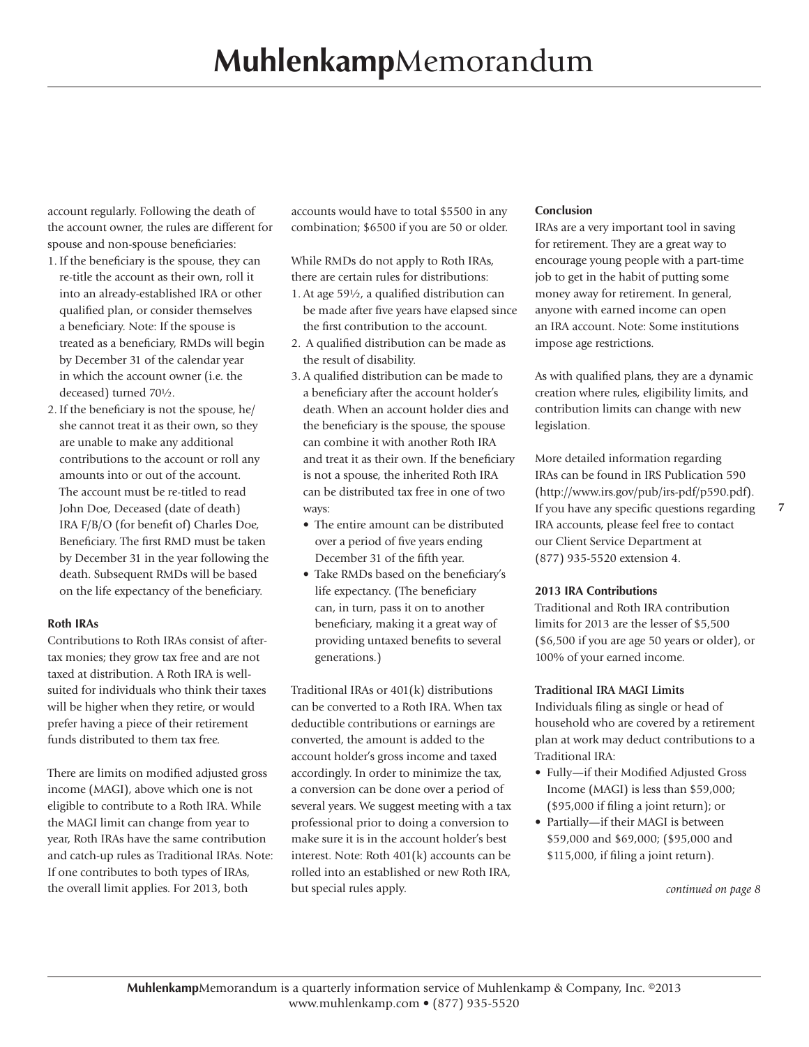account regularly. Following the death of the account owner, the rules are different for spouse and non-spouse beneficiaries:

1. If the beneficiary is the spouse, they can re-title the account as their own, roll it into an already-established IRA or other qualified plan, or consider themselves a beneficiary. Note: If the spouse is treated as a beneficiary, RMDs will begin by December 31 of the calendar year in which the account owner (i.e. the deceased) turned 70½.
2. If the beneficiary is not the spouse, he/she cannot treat it as their own, so they are unable to make any additional contributions to the account or roll any amounts into or out of the account. The account must be re-titled to read John Doe, Deceased (date of death) IRA F/B/O (for benefit of) Charles Doe, Beneficiary. The first RMD must be taken by December 31 in the year following the death. Subsequent RMDs will be based on the life expectancy of the beneficiary.

**Roth IRAs**

Contributions to Roth IRAs consist of after-tax monies; they grow tax free and are not taxed at distribution. A Roth IRA is well-suited for individuals who think their taxes will be higher when they retire, or would prefer having a piece of their retirement funds distributed to them tax free.

There are limits on modified adjusted gross income (MAGI), above which one is not eligible to contribute to a Roth IRA. While the MAGI limit can change from year to year, Roth IRAs have the same contribution and catch-up rules as Traditional IRAs. Note: If one contributes to both types of IRAs, the overall limit applies. For 2013, both accounts would have to total $5500 in any combination; $6500 if you are 50 or older.

While RMDs do not apply to Roth IRAs, there are certain rules for distributions:

1. At age 59½, a qualified distribution can be made after five years have elapsed since the first contribution to the account.
2. A qualified distribution can be made as the result of disability.
3. A qualified distribution can be made to a beneficiary after the account holder's death. When an account holder dies and the beneficiary is the spouse, the spouse can combine it with another Roth IRA and treat it as their own. If the beneficiary is not a spouse, the inherited Roth IRA can be distributed tax free in one of two ways:
   - The entire amount can be distributed over a period of five years ending December 31 of the fifth year.
   - Take RMDs based on the beneficiary's life expectancy. (The beneficiary can, in turn, pass it on to another beneficiary, making it a great way of providing untaxed benefits to several generations.)

Traditional IRAs or 401(k) distributions can be converted to a Roth IRA. When tax deductible contributions or earnings are converted, the amount is added to the account holder's gross income and taxed accordingly. In order to minimize the tax, a conversion can be done over a period of several years. We suggest meeting with a tax professional prior to doing a conversion to make sure it is in the account holder's best interest. Note: Roth 401(k) accounts can be rolled into an established or new Roth IRA, but special rules apply.

**Conclusion**

IRAs are a very important tool in saving for retirement. They are a great way to encourage young people with a part-time job to get in the habit of putting some money away for retirement. In general, anyone with earned income can open an IRA account. Note: Some institutions impose age restrictions.

As with qualified plans, they are a dynamic creation where rules, eligibility limits, and contribution limits can change with new legislation.

More detailed information regarding IRAs can be found in IRS Publication 590 (http://www.irs.gov/pub/irs-pdf/p590.pdf). If you have any specific questions regarding IRA accounts, please feel free to contact our Client Service Department at (877) 935-5520 extension 4.

**2013 IRA Contributions**

Traditional and Roth IRA contribution limits for 2013 are the lesser of $5,500 ($6,500 if you are age 50 years or older), or 100% of your earned income.

**Traditional IRA MAGI Limits**

Individuals filing as single or head of household who are covered by a retirement plan at work may deduct contributions to a Traditional IRA:

- Fully—if their Modified Adjusted Gross Income (MAGI) is less than $59,000; ($95,000 if filing a joint return); or
- Partially—if their MAGI is between $59,000 and $69,000; ($95,000 and $115,000, if filing a joint return).

*continued on page 8*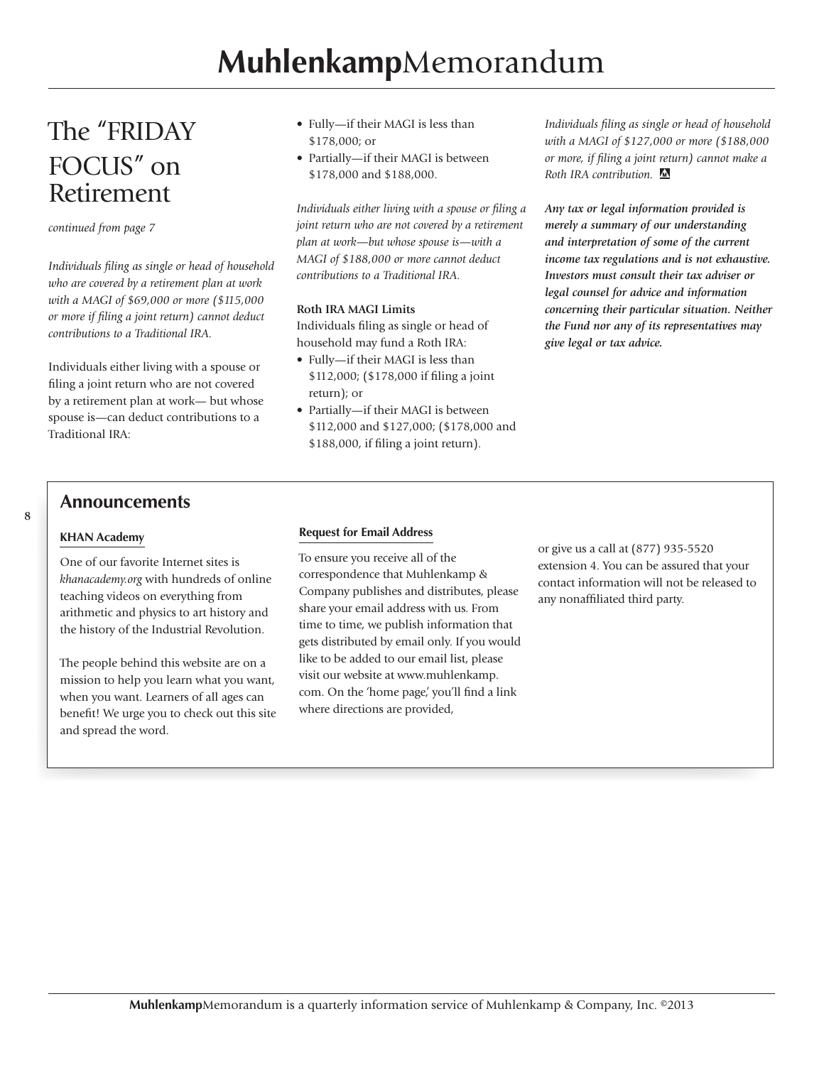# The "FRIDAY FOCUS" on Retirement

*continued from page 7*

*Individuals filing as single or head of household who are covered by a retirement plan at work with a MAGI of $69,000 or more ($115,000 or more if filing a joint return) cannot deduct contributions to a Traditional IRA.*

Individuals either living with a spouse or filing a joint return who are not covered by a retirement plan at work— but whose spouse is—can deduct contributions to a Traditional IRA:

- Fully—if their MAGI is less than $178,000; or
- Partially—if their MAGI is between $178,000 and $188,000.

*Individuals either living with a spouse or filing a joint return who are not covered by a retirement plan at work—but whose spouse is—with a MAGI of $188,000 or more cannot deduct contributions to a Traditional IRA.*

**Roth IRA MAGI Limits**

Individuals filing as single or head of household may fund a Roth IRA:

- Fully—if their MAGI is less than $112,000; ($178,000 if filing a joint return); or
- Partially—if their MAGI is between $112,000 and $127,000; ($178,000 and $188,000, if filing a joint return).

*Individuals filing as single or head of household with a MAGI of $127,000 or more ($188,000 or more, if filing a joint return) cannot make a Roth IRA contribution.*

***Any tax or legal information provided is merely a summary of our understanding and interpretation of some of the current income tax regulations and is not exhaustive. Investors must consult their tax adviser or legal counsel for advice and information concerning their particular situation. Neither the Fund nor any of its representatives may give legal or tax advice.***

## Announcements

### KHAN Academy

One of our favorite Internet sites is *khanacademy.org* with hundreds of online teaching videos on everything from arithmetic and physics to art history and the history of the Industrial Revolution.

The people behind this website are on a mission to help you learn what you want, when you want. Learners of all ages can benefit! We urge you to check out this site and spread the word.

### Request for Email Address

To ensure you receive all of the correspondence that Muhlenkamp & Company publishes and distributes, please share your email address with us. From time to time, we publish information that gets distributed by email only. If you would like to be added to our email list, please visit our website at www.muhlenkamp.com. On the 'home page,' you'll find a link where directions are provided, or give us a call at (877) 935-5520 extension 4. You can be assured that your contact information will not be released to any nonaffiliated third party.

**Muhlenkamp**Memorandum is a quarterly information service of Muhlenkamp & Company, Inc. ©2013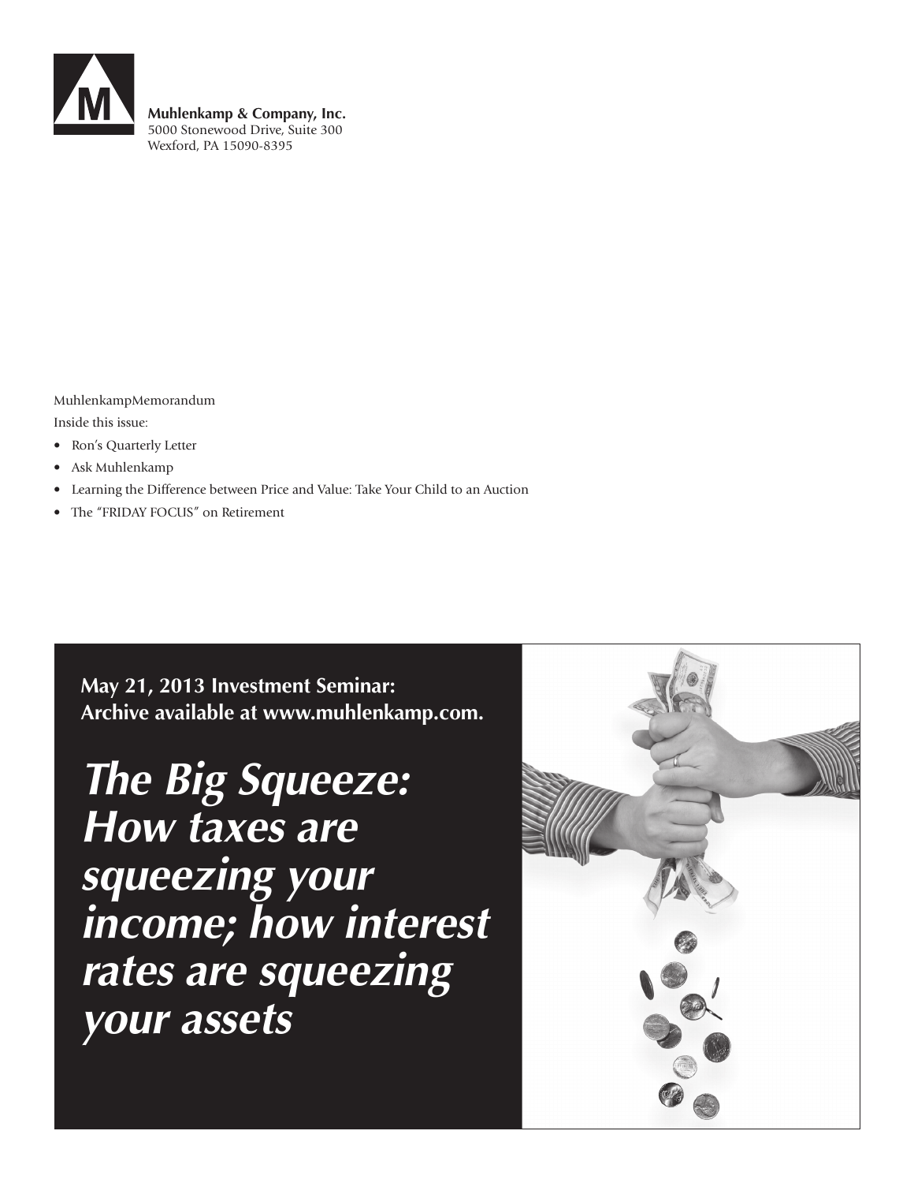**Muhlenkamp & Company, Inc.**
5000 Stonewood Drive, Suite 300
Wexford, PA 15090-8395

MuhlenkampMemorandum

Inside this issue:

- Ron's Quarterly Letter
- Ask Muhlenkamp
- Learning the Difference between Price and Value: Take Your Child to an Auction
- The "FRIDAY FOCUS" on Retirement

**May 21, 2013 Investment Seminar:**
**Archive available at www.muhlenkamp.com.**

# *The Big Squeeze: How taxes are squeezing your income; how interest rates are squeezing your assets*